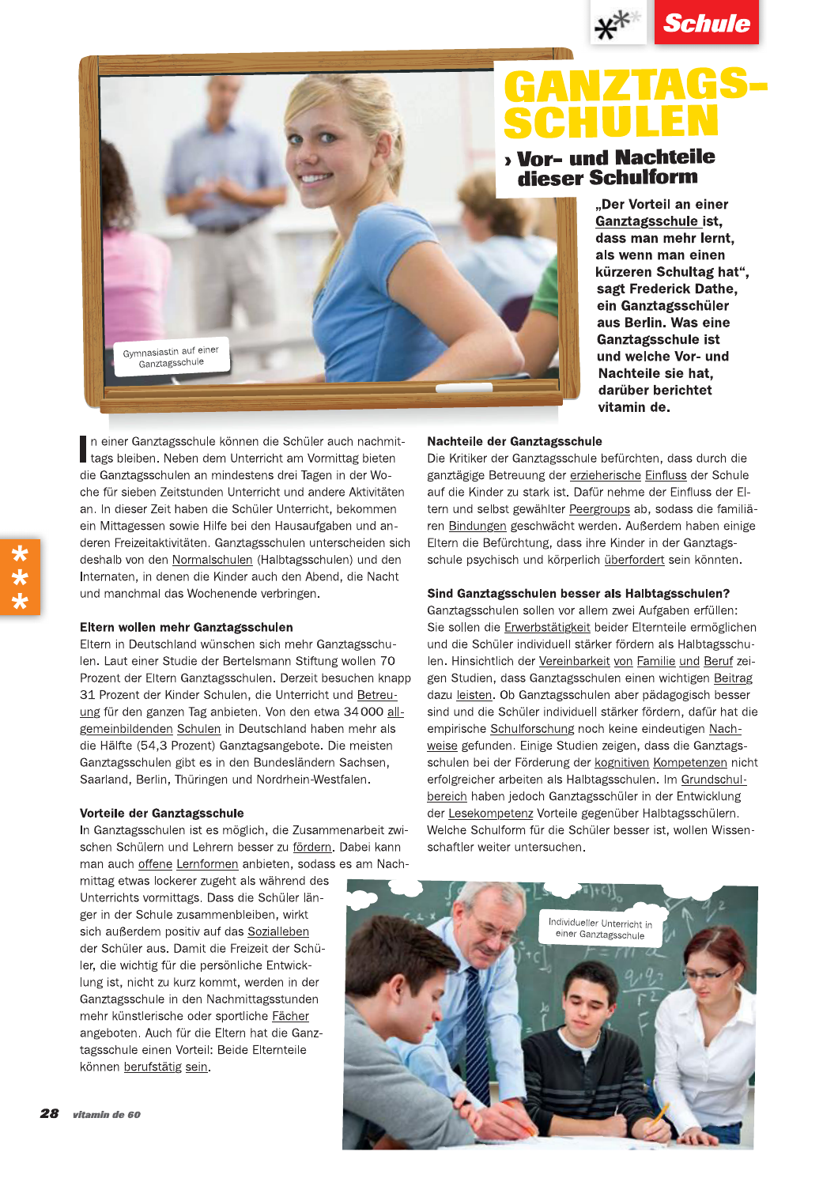# GANZTAGS-SCHULEN

## › Vor- und Nachteile dieser Schulform

**„Der Vorteil an einer Ganztagsschule ist, dass man mehr lernt, als wenn man einen kürzeren Schultag hat", sagt Frederick Dathe, ein Ganztagsschüler aus Berlin. Was eine Ganztagsschule ist und welche Vor- und Nachteile sie hat, darüber berichtet vitamin de.**

Gymnasiastin auf einer Ganztagsschule

In einer Ganztagsschule können die Schüler auch nachmittags bleiben. Neben dem Unterricht am Vormittag bieten die Ganztagsschulen an mindestens drei Tagen in der Woche für sieben Zeitstunden Unterricht und andere Aktivitäten an. In dieser Zeit haben die Schüler Unterricht, bekommen ein Mittagessen sowie Hilfe bei den Hausaufgaben und anderen Freizeitaktivitäten. Ganztagsschulen unterscheiden sich deshalb von den Normalschulen (Halbtagsschulen) und den Internaten, in denen die Kinder auch den Abend, die Nacht und manchmal das Wochenende verbringen.

### Eltern wollen mehr Ganztagsschulen

Eltern in Deutschland wünschen sich mehr Ganztagsschulen. Laut einer Studie der Bertelsmann Stiftung wollen 70 Prozent der Eltern Ganztagsschulen. Derzeit besuchen knapp 31 Prozent der Kinder Schulen, die Unterricht und Betreuung für den ganzen Tag anbieten. Von den etwa 34 000 allgemeinbildenden Schulen in Deutschland haben mehr als die Hälfte (54,3 Prozent) Ganztagsangebote. Die meisten Ganztagsschulen gibt es in den Bundesländern Sachsen, Saarland, Berlin, Thüringen und Nordrhein-Westfalen.

### Vorteile der Ganztagsschule

In Ganztagsschulen ist es möglich, die Zusammenarbeit zwischen Schülern und Lehrern besser zu fördern. Dabei kann man auch offene Lernformen anbieten, sodass es am Nachmittag etwas lockerer zugeht als während des Unterrichts vormittags. Dass die Schüler länger in der Schule zusammenbleiben, wirkt sich außerdem positiv auf das Sozialleben der Schüler aus. Damit die Freizeit der Schüler, die wichtig für die persönliche Entwicklung ist, nicht zu kurz kommt, werden in der Ganztagsschule in den Nachmittagsstunden mehr künstlerische oder sportliche Fächer angeboten. Auch für die Eltern hat die Ganztagsschule einen Vorteil: Beide Elternteile können berufstätig sein.

### Nachteile der Ganztagsschule

Die Kritiker der Ganztagsschule befürchten, dass durch die ganztägige Betreuung der erzieherische Einfluss der Schule auf die Kinder zu stark ist. Dafür nehme der Einfluss der Eltern und selbst gewählter Peergroups ab, sodass die familiären Bindungen geschwächt werden. Außerdem haben einige Eltern die Befürchtung, dass ihre Kinder in der Ganztagsschule psychisch und körperlich überfordert sein könnten.

### Sind Ganztagsschulen besser als Halbtagsschulen?

Ganztagsschulen sollen vor allem zwei Aufgaben erfüllen: Sie sollen die Erwerbstätigkeit beider Elternteile ermöglichen und die Schüler individuell stärker fördern als Halbtagsschulen. Hinsichtlich der Vereinbarkeit von Familie und Beruf zeigen Studien, dass Ganztagsschulen einen wichtigen Beitrag dazu leisten. Ob Ganztagsschulen aber pädagogisch besser sind und die Schüler individuell stärker fördern, dafür hat die empirische Schulforschung noch keine eindeutigen Nachweise gefunden. Einige Studien zeigen, dass die Ganztagsschulen bei der Förderung der kognitiven Kompetenzen nicht erfolgreicher arbeiten als Halbtagsschulen. Im Grundschulbereich haben jedoch Ganztagsschüler in der Entwicklung der Lesekompetenz Vorteile gegenüber Halbtagsschülern. Welche Schulform für die Schüler besser ist, wollen Wissenschaftler weiter untersuchen.

Individueller Unterricht in einer Ganztagsschule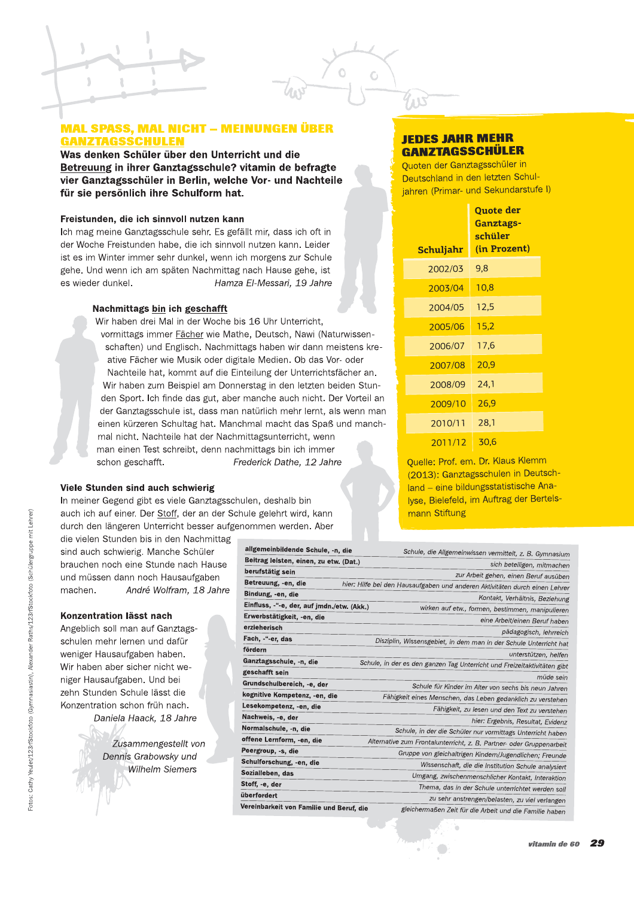## MAL SPASS, MAL NICHT – MEINUNGEN ÜBER GANZTAGSSCHULEN

**Was denken Schüler über den Unterricht und die Betreuung in ihrer Ganztagsschule? vitamin de befragte vier Ganztagsschüler in Berlin, welche Vor- und Nachteile für sie persönlich ihre Schulform hat.**

### Freistunden, die ich sinnvoll nutzen kann

Ich mag meine Ganztagsschule sehr. Es gefällt mir, dass ich oft in der Woche Freistunden habe, die ich sinnvoll nutzen kann. Leider ist es im Winter immer sehr dunkel, wenn ich morgens zur Schule gehe. Und wenn ich am späten Nachmittag nach Hause gehe, ist es wieder dunkel. *Hamza El-Messari, 19 Jahre*

### Nachmittags bin ich geschafft

Wir haben drei Mal in der Woche bis 16 Uhr Unterricht, vormittags immer Fächer wie Mathe, Deutsch, Nawi (Naturwissenschaften) und Englisch. Nachmittags haben wir dann meistens kreative Fächer wie Musik oder digitale Medien. Ob das Vor- oder Nachteile hat, kommt auf die Einteilung der Unterrichtsfächer an. Wir haben zum Beispiel am Donnerstag in den letzten beiden Stunden Sport. Ich finde das gut, aber manche auch nicht. Der Vorteil an der Ganztagsschule ist, dass man natürlich mehr lernt, als wenn man einen kürzeren Schultag hat. Manchmal macht das Spaß und manchmal nicht. Nachteile hat der Nachmittagsunterricht, wenn man einen Test schreibt, denn nachmittags bin ich immer schon geschafft. *Frederick Dathe, 12 Jahre*

### Viele Stunden sind auch schwierig

In meiner Gegend gibt es viele Ganztagsschulen, deshalb bin auch ich auf einer. Der Stoff, der an der Schule gelehrt wird, kann durch den längeren Unterricht besser aufgenommen werden. Aber die vielen Stunden bis in den Nachmittag sind auch schwierig. Manche Schüler brauchen noch eine Stunde nach Hause und müssen dann noch Hausaufgaben machen. *André Wolfram, 18 Jahre*

### Konzentration lässt nach

Angeblich soll man auf Ganztagsschulen mehr lernen und dafür weniger Hausaufgaben haben. Wir haben aber sicher nicht weniger Hausaufgaben. Und bei zehn Stunden Schule lässt die Konzentration schon früh nach. *Daniela Haack, 18 Jahre*

*Zusammengestellt von Dennis Grabowsky und Wilhelm Siemers*

## JEDES JAHR MEHR GANZTAGSSCHÜLER

Quoten der Ganztagsschüler in Deutschland in den letzten Schuljahren (Primar- und Sekundarstufe I)

| Schuljahr | Quote der Ganztagsschüler (in Prozent) |
|---|---|
| 2002/03 | 9,8 |
| 2003/04 | 10,8 |
| 2004/05 | 12,5 |
| 2005/06 | 15,2 |
| 2006/07 | 17,6 |
| 2007/08 | 20,9 |
| 2008/09 | 24,1 |
| 2009/10 | 26,9 |
| 2010/11 | 28,1 |
| 2011/12 | 30,6 |

Quelle: Prof. em. Dr. Klaus Klemm (2013): Ganztagsschulen in Deutschland – eine bildungsstatistische Analyse, Bielefeld, im Auftrag der Bertelsmann Stiftung

| | |
|---|---|
| **allgemeinbildende Schule, -n, die** | Schule, die Allgemeinwissen vermittelt, z. B. Gymnasium |
| **Beitrag leisten, einen, zu etw. (Dat.)** | sich beteiligen, mitmachen |
| **berufstätig sein** | zur Arbeit gehen, einen Beruf ausüben |
| **Betreuung, -en, die** | hier: Hilfe bei den Hausaufgaben und anderen Aktivitäten durch einen Lehrer |
| **Bindung, -en, die** | Kontakt, Verhältnis, Beziehung |
| **Einfluss, -"-e, der, auf jmdn./etw. (Akk.)** | wirken auf etw., formen, bestimmen, manipulieren |
| **Erwerbstätigkeit, -en, die** | eine Arbeit/einen Beruf haben |
| **erzieherisch** | pädagogisch, lehrreich |
| **Fach, -"-er, das** | Disziplin, Wissensgebiet, in dem man in der Schule Unterricht hat |
| **fördern** | unterstützen, helfen |
| **Ganztagsschule, -n, die** | Schule, in der es den ganzen Tag Unterricht und Freizeitaktivitäten gibt |
| **geschafft sein** | müde sein |
| **Grundschulbereich, -e, der** | Schule für Kinder im Alter von sechs bis neun Jahren |
| **kognitive Kompetenz, -en, die** | Fähigkeit eines Menschen, das Leben gedanklich zu verstehen |
| **Lesekompetenz, -en, die** | Fähigkeit, zu lesen und den Text zu verstehen |
| **Nachweis, -e, der** | hier: Ergebnis, Resultat, Evidenz |
| **Normalschule, -n, die** | Schule, in der die Schüler nur vormittags Unterricht haben |
| **offene Lernform, -en, die** | Alternative zum Frontalunterricht, z. B. Partner- oder Gruppenarbeit |
| **Peergroup, -s, die** | Gruppe von gleichaltrigen Kindern/Jugendlichen; Freunde |
| **Schulforschung, -en, die** | Wissenschaft, die die Institution Schule analysiert |
| **Sozialleben, das** | Umgang, zwischenmenschlicher Kontakt, Interaktion |
| **Stoff, -e, der** | Thema, das in der Schule unterrichtet werden soll |
| **überfordert** | zu sehr anstrengen/belasten, zu viel verlangen |
| **Vereinbarkeit von Familie und Beruf, die** | gleichermaßen Zeit für die Arbeit und die Familie haben |

Fotos: Cathy Yeulet/123rfStockfoto (Gymnasiastin), Alexander Raths/123rfStockfoto (Schülergruppe mit Lehrer)